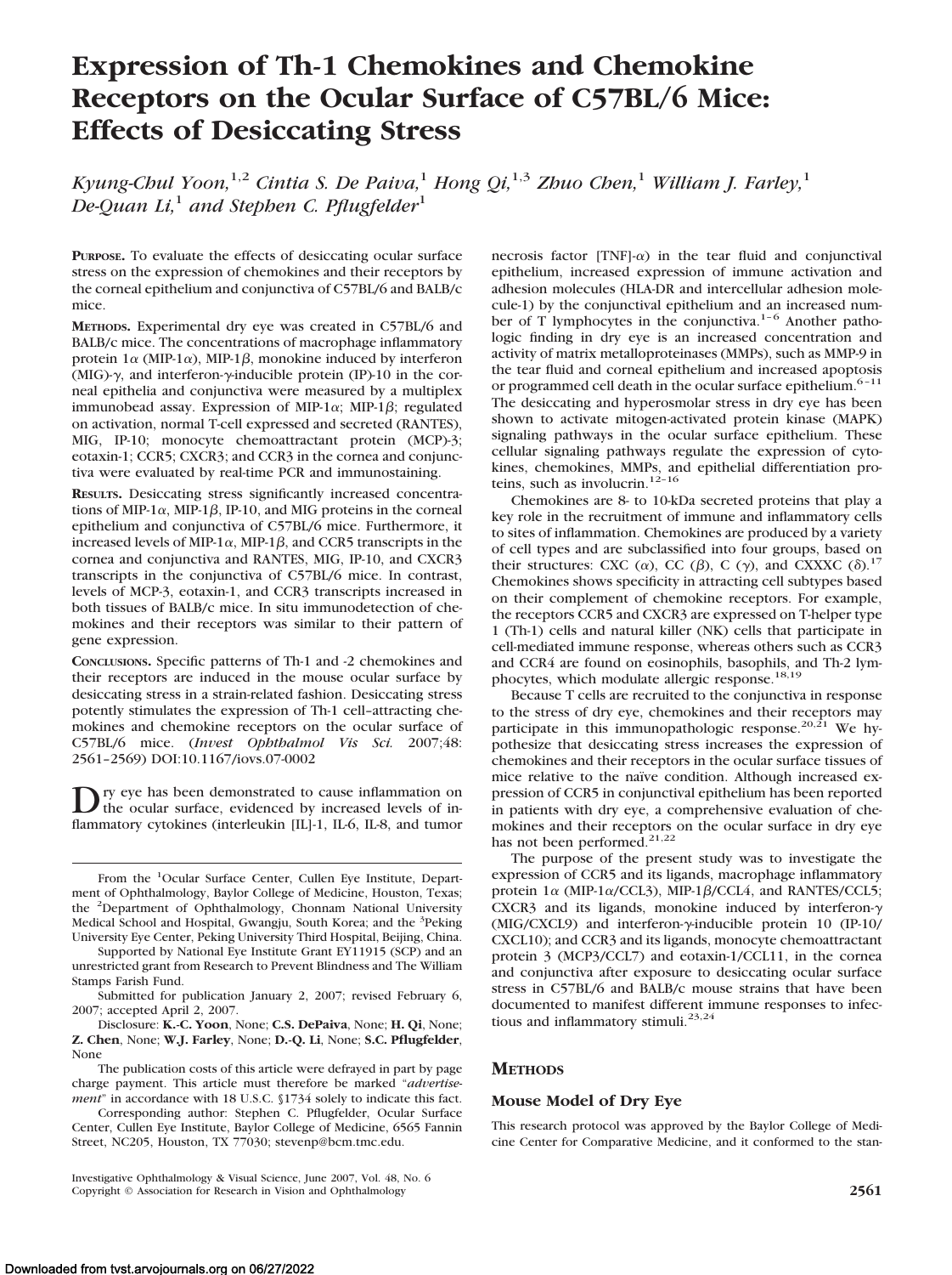# Expression of Th-1 Chemokines and Chemokine Receptors on the Ocular Surface of C57BL/6 Mice: Effects of Desiccating Stress

*Kyung-Chul Yoon,*[1,2] *Cintia S. De Paiva,*[1] *Hong Qi,*[1,3] *Zhuo Chen,*[1] *William J. Farley,*[1] *De-Quan Li,*[1] *and Stephen C. Pflugfelder*[1]

**PURPOSE.** To evaluate the effects of desiccating ocular surface stress on the expression of chemokines and their receptors by the corneal epithelium and conjunctiva of C57BL/6 and BALB/c mice.

**METHODS.** Experimental dry eye was created in C57BL/6 and BALB/c mice. The concentrations of macrophage inflammatory protein 1α (MIP-1α), MIP-1β, monokine induced by interferon (MIG)-γ, and interferon-γ-inducible protein (IP)-10 in the corneal epithelia and conjunctiva were measured by a multiplex immunobead assay. Expression of MIP-1α; MIP-1β; regulated on activation, normal T-cell expressed and secreted (RANTES), MIG, IP-10; monocyte chemoattractant protein (MCP)-3; eotaxin-1; CCR5; CXCR3; and CCR3 in the cornea and conjunctiva were evaluated by real-time PCR and immunostaining.

**RESULTS.** Desiccating stress significantly increased concentrations of MIP-1α, MIP-1β, IP-10, and MIG proteins in the corneal epithelium and conjunctiva of C57BL/6 mice. Furthermore, it increased levels of MIP-1α, MIP-1β, and CCR5 transcripts in the cornea and conjunctiva and RANTES, MIG, IP-10, and CXCR3 transcripts in the conjunctiva of C57BL/6 mice. In contrast, levels of MCP-3, eotaxin-1, and CCR3 transcripts increased in both tissues of BALB/c mice. In situ immunodetection of chemokines and their receptors was similar to their pattern of gene expression.

**CONCLUSIONS.** Specific patterns of Th-1 and -2 chemokines and their receptors are induced in the mouse ocular surface by desiccating stress in a strain-related fashion. Desiccating stress potently stimulates the expression of Th-1 cell–attracting chemokines and chemokine receptors on the ocular surface of C57BL/6 mice. (*Invest Ophthalmol Vis Sci.* 2007;48:2561–2569) DOI:10.1167/iovs.07-0002

Dry eye has been demonstrated to cause inflammation on the ocular surface, evidenced by increased levels of inflammatory cytokines (interleukin [IL]-1, IL-6, IL-8, and tumor necrosis factor [TNF]-α) in the tear fluid and conjunctival epithelium, increased expression of immune activation and adhesion molecules (HLA-DR and intercellular adhesion molecule-1) by the conjunctival epithelium and an increased number of T lymphocytes in the conjunctiva.[1–6] Another pathologic finding in dry eye is an increased concentration and activity of matrix metalloproteinases (MMPs), such as MMP-9 in the tear fluid and corneal epithelium and increased apoptosis or programmed cell death in the ocular surface epithelium.[6–11] The desiccating and hyperosmolar stress in dry eye has been shown to activate mitogen-activated protein kinase (MAPK) signaling pathways in the ocular surface epithelium. These cellular signaling pathways regulate the expression of cytokines, chemokines, MMPs, and epithelial differentiation proteins, such as involucrin.[12–16]

Chemokines are 8- to 10-kDa secreted proteins that play a key role in the recruitment of immune and inflammatory cells to sites of inflammation. Chemokines are produced by a variety of cell types and are subclassified into four groups, based on their structures: CXC (α), CC (β), C (γ), and CXXXC (δ).[17] Chemokines shows specificity in attracting cell subtypes based on their complement of chemokine receptors. For example, the receptors CCR5 and CXCR3 are expressed on T-helper type 1 (Th-1) cells and natural killer (NK) cells that participate in cell-mediated immune response, whereas others such as CCR3 and CCR4 are found on eosinophils, basophils, and Th-2 lymphocytes, which modulate allergic response.[18,19]

Because T cells are recruited to the conjunctiva in response to the stress of dry eye, chemokines and their receptors may participate in this immunopathologic response.[20,21] We hypothesize that desiccating stress increases the expression of chemokines and their receptors in the ocular surface tissues of mice relative to the naïve condition. Although increased expression of CCR5 in conjunctival epithelium has been reported in patients with dry eye, a comprehensive evaluation of chemokines and their receptors on the ocular surface in dry eye has not been performed.[21,22]

The purpose of the present study was to investigate the expression of CCR5 and its ligands, macrophage inflammatory protein 1α (MIP-1α/CCL3), MIP-1β/CCL4, and RANTES/CCL5; CXCR3 and its ligands, monokine induced by interferon-γ (MIG/CXCL9) and interferon-γ-inducible protein 10 (IP-10/CXCL10); and CCR3 and its ligands, monocyte chemoattractant protein 3 (MCP3/CCL7) and eotaxin-1/CCL11, in the cornea and conjunctiva after exposure to desiccating ocular surface stress in C57BL/6 and BALB/c mouse strains that have been documented to manifest different immune responses to infectious and inflammatory stimuli.[23,24]

## METHODS

### Mouse Model of Dry Eye

This research protocol was approved by the Baylor College of Medicine Center for Comparative Medicine, and it conformed to the stan-

From the [1]Ocular Surface Center, Cullen Eye Institute, Department of Ophthalmology, Baylor College of Medicine, Houston, Texas; the [2]Department of Ophthalmology, Chonnam National University Medical School and Hospital, Gwangju, South Korea; and the [3]Peking University Eye Center, Peking University Third Hospital, Beijing, China.

Supported by National Eye Institute Grant EY11915 (SCP) and an unrestricted grant from Research to Prevent Blindness and The William Stamps Farish Fund.

Submitted for publication January 2, 2007; revised February 6, 2007; accepted April 2, 2007.

Disclosure: **K.-C. Yoon**, None; **C.S. DePaiva**, None; **H. Qi**, None; **Z. Chen**, None; **W.J. Farley**, None; **D.-Q. Li**, None; **S.C. Pflugfelder**, None

The publication costs of this article were defrayed in part by page charge payment. This article must therefore be marked "*advertisement*" in accordance with 18 U.S.C. §1734 solely to indicate this fact.

Corresponding author: Stephen C. Pflugfelder, Ocular Surface Center, Cullen Eye Institute, Baylor College of Medicine, 6565 Fannin Street, NC205, Houston, TX 77030; stevenp@bcm.tmc.edu.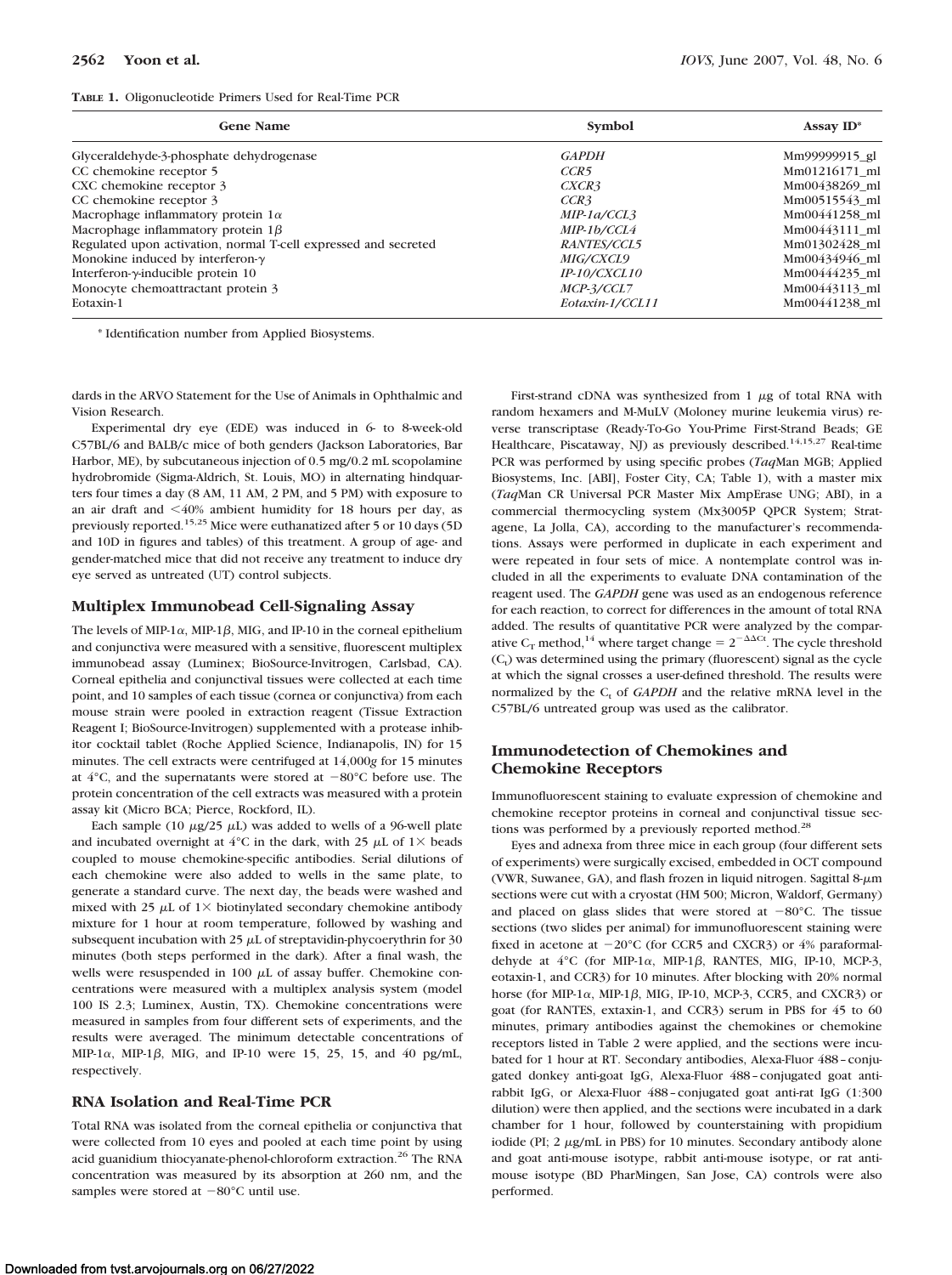**TABLE 1.** Oligonucleotide Primers Used for Real-Time PCR

| Gene Name | Symbol | Assay ID* |
|---|---|---|
| Glyceraldehyde-3-phosphate dehydrogenase | *GAPDH* | Mm99999915_gl |
| CC chemokine receptor 5 | *CCR5* | Mm01216171_ml |
| CXC chemokine receptor 3 | *CXCR3* | Mm00438269_ml |
| CC chemokine receptor 3 | *CCR3* | Mm00515543_ml |
| Macrophage inflammatory protein 1α | *MIP-1a/CCL3* | Mm00441258_ml |
| Macrophage inflammatory protein 1β | *MIP-1b/CCL4* | Mm00443111_ml |
| Regulated upon activation, normal T-cell expressed and secreted | *RANTES/CCL5* | Mm01302428_ml |
| Monokine induced by interferon-γ | *MIG/CXCL9* | Mm00434946_ml |
| Interferon-γ-inducible protein 10 | *IP-10/CXCL10* | Mm00444235_ml |
| Monocyte chemoattractant protein 3 | *MCP-3/CCL7* | Mm00443113_ml |
| Eotaxin-1 | *Eotaxin-1/CCL11* | Mm00441238_ml |

* Identification number from Applied Biosystems.

dards in the ARVO Statement for the Use of Animals in Ophthalmic and Vision Research.

Experimental dry eye (EDE) was induced in 6- to 8-week-old C57BL/6 and BALB/c mice of both genders (Jackson Laboratories, Bar Harbor, ME), by subcutaneous injection of 0.5 mg/0.2 mL scopolamine hydrobromide (Sigma-Aldrich, St. Louis, MO) in alternating hindquarters four times a day (8 AM, 11 AM, 2 PM, and 5 PM) with exposure to an air draft and <40% ambient humidity for 18 hours per day, as previously reported.[15,25] Mice were euthanatized after 5 or 10 days (5D and 10D in figures and tables) of this treatment. A group of age- and gender-matched mice that did not receive any treatment to induce dry eye served as untreated (UT) control subjects.

### Multiplex Immunobead Cell-Signaling Assay

The levels of MIP-1α, MIP-1β, MIG, and IP-10 in the corneal epithelium and conjunctiva were measured with a sensitive, fluorescent multiplex immunobead assay (Luminex; BioSource-Invitrogen, Carlsbad, CA). Corneal epithelia and conjunctival tissues were collected at each time point, and 10 samples of each tissue (cornea or conjunctiva) from each mouse strain were pooled in extraction reagent (Tissue Extraction Reagent I; BioSource-Invitrogen) supplemented with a protease inhibitor cocktail tablet (Roche Applied Science, Indianapolis, IN) for 15 minutes. The cell extracts were centrifuged at 14,000*g* for 15 minutes at 4°C, and the supernatants were stored at −80°C before use. The protein concentration of the cell extracts was measured with a protein assay kit (Micro BCA; Pierce, Rockford, IL).

Each sample (10 μg/25 μL) was added to wells of a 96-well plate and incubated overnight at 4°C in the dark, with 25 μL of 1× beads coupled to mouse chemokine-specific antibodies. Serial dilutions of each chemokine were also added to wells in the same plate, to generate a standard curve. The next day, the beads were washed and mixed with 25 μL of 1× biotinylated secondary chemokine antibody mixture for 1 hour at room temperature, followed by washing and subsequent incubation with 25 μL of streptavidin-phycoerythrin for 30 minutes (both steps performed in the dark). After a final wash, the wells were resuspended in 100 μL of assay buffer. Chemokine concentrations were measured with a multiplex analysis system (model 100 IS 2.3; Luminex, Austin, TX). Chemokine concentrations were measured in samples from four different sets of experiments, and the results were averaged. The minimum detectable concentrations of MIP-1α, MIP-1β, MIG, and IP-10 were 15, 25, 15, and 40 pg/mL, respectively.

### RNA Isolation and Real-Time PCR

Total RNA was isolated from the corneal epithelia or conjunctiva that were collected from 10 eyes and pooled at each time point by using acid guanidium thiocyanate-phenol-chloroform extraction.[26] The RNA concentration was measured by its absorption at 260 nm, and the samples were stored at −80°C until use.

First-strand cDNA was synthesized from 1 μg of total RNA with random hexamers and M-MuLV (Moloney murine leukemia virus) reverse transcriptase (Ready-To-Go You-Prime First-Strand Beads; GE Healthcare, Piscataway, NJ) as previously described.[14,15,27] Real-time PCR was performed by using specific probes (*Taq*Man MGB; Applied Biosystems, Inc. [ABI], Foster City, CA; Table 1), with a master mix (*Taq*Man CR Universal PCR Master Mix AmpErase UNG; ABI), in a commercial thermocycling system (Mx3005P QPCR System; Stratagene, La Jolla, CA), according to the manufacturer's recommendations. Assays were performed in duplicate in each experiment and were repeated in four sets of mice. A nontemplate control was included in all the experiments to evaluate DNA contamination of the reagent used. The *GAPDH* gene was used as an endogenous reference for each reaction, to correct for differences in the amount of total RNA added. The results of quantitative PCR were analyzed by the comparative $C_T$ method,[14] where target change = $2^{-\Delta\Delta Ct}$. The cycle threshold ($C_t$) was determined using the primary (fluorescent) signal as the cycle at which the signal crosses a user-defined threshold. The results were normalized by the $C_t$ of *GAPDH* and the relative mRNA level in the C57BL/6 untreated group was used as the calibrator.

### Immunodetection of Chemokines and Chemokine Receptors

Immunofluorescent staining to evaluate expression of chemokine and chemokine receptor proteins in corneal and conjunctival tissue sections was performed by a previously reported method.[28]

Eyes and adnexa from three mice in each group (four different sets of experiments) were surgically excised, embedded in OCT compound (VWR, Suwanee, GA), and flash frozen in liquid nitrogen. Sagittal 8-μm sections were cut with a cryostat (HM 500; Micron, Waldorf, Germany) and placed on glass slides that were stored at −80°C. The tissue sections (two slides per animal) for immunofluorescent staining were fixed in acetone at −20°C (for CCR5 and CXCR3) or 4% paraformaldehyde at 4°C (for MIP-1α, MIP-1β, RANTES, MIG, IP-10, MCP-3, eotaxin-1, and CCR3) for 10 minutes. After blocking with 20% normal horse (for MIP-1α, MIP-1β, MIG, IP-10, MCP-3, CCR5, and CXCR3) or goat (for RANTES, extaxin-1, and CCR3) serum in PBS for 45 to 60 minutes, primary antibodies against the chemokines or chemokine receptors listed in Table 2 were applied, and the sections were incubated for 1 hour at RT. Secondary antibodies, Alexa-Fluor 488–conjugated donkey anti-goat IgG, Alexa-Fluor 488–conjugated goat anti-rabbit IgG, or Alexa-Fluor 488–conjugated goat anti-rat IgG (1:300 dilution) were then applied, and the sections were incubated in a dark chamber for 1 hour, followed by counterstaining with propidium iodide (PI; 2 μg/mL in PBS) for 10 minutes. Secondary antibody alone and goat anti-mouse isotype, rabbit anti-mouse isotype, or rat anti-mouse isotype (BD PharMingen, San Jose, CA) controls were also performed.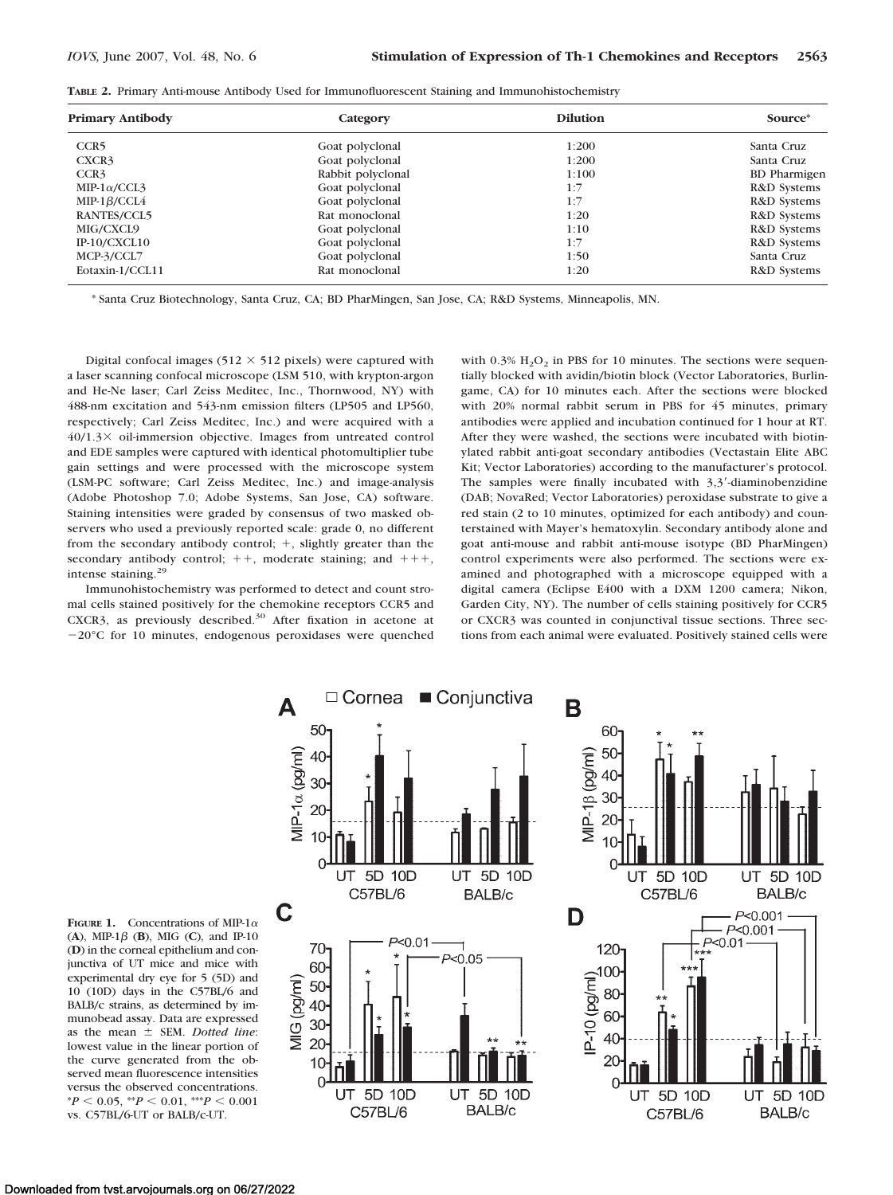**TABLE 2.** Primary Anti-mouse Antibody Used for Immunofluorescent Staining and Immunohistochemistry

| Primary Antibody | Category | Dilution | Source* |
|---|---|---|---|
| CCR5 | Goat polyclonal | 1:200 | Santa Cruz |
| CXCR3 | Goat polyclonal | 1:200 | Santa Cruz |
| CCR3 | Rabbit polyclonal | 1:100 | BD Pharmigen |
| MIP-1α/CCL3 | Goat polyclonal | 1:7 | R&D Systems |
| MIP-1β/CCL4 | Goat polyclonal | 1:7 | R&D Systems |
| RANTES/CCL5 | Rat monoclonal | 1:20 | R&D Systems |
| MIG/CXCL9 | Goat polyclonal | 1:10 | R&D Systems |
| IP-10/CXCL10 | Goat polyclonal | 1:7 | R&D Systems |
| MCP-3/CCL7 | Goat polyclonal | 1:50 | Santa Cruz |
| Eotaxin-1/CCL11 | Rat monoclonal | 1:20 | R&D Systems |

* Santa Cruz Biotechnology, Santa Cruz, CA; BD PharMingen, San Jose, CA; R&D Systems, Minneapolis, MN.

Digital confocal images (512 × 512 pixels) were captured with a laser scanning confocal microscope (LSM 510, with krypton-argon and He-Ne laser; Carl Zeiss Meditec, Inc., Thornwood, NY) with 488-nm excitation and 543-nm emission filters (LP505 and LP560, respectively; Carl Zeiss Meditec, Inc.) and were acquired with a 40/1.3× oil-immersion objective. Images from untreated control and EDE samples were captured with identical photomultiplier tube gain settings and were processed with the microscope system (LSM-PC software; Carl Zeiss Meditec, Inc.) and image-analysis (Adobe Photoshop 7.0; Adobe Systems, San Jose, CA) software. Staining intensities were graded by consensus of two masked observers who used a previously reported scale: grade 0, no different from the secondary antibody control; +, slightly greater than the secondary antibody control; ++, moderate staining; and +++, intense staining.[29]

Immunohistochemistry was performed to detect and count stromal cells stained positively for the chemokine receptors CCR5 and CXCR3, as previously described.[30] After fixation in acetone at −20°C for 10 minutes, endogenous peroxidases were quenched with 0.3% $H_2O_2$ in PBS for 10 minutes. The sections were sequentially blocked with avidin/biotin block (Vector Laboratories, Burlingame, CA) for 10 minutes each. After the sections were blocked with 20% normal rabbit serum in PBS for 45 minutes, primary antibodies were applied and incubation continued for 1 hour at RT. After they were washed, the sections were incubated with biotinylated rabbit anti-goat secondary antibodies (Vectastain Elite ABC Kit; Vector Laboratories) according to the manufacturer's protocol. The samples were finally incubated with 3,3′-diaminobenzidine (DAB; NovaRed; Vector Laboratories) peroxidase substrate to give a red stain (2 to 10 minutes, optimized for each antibody) and counterstained with Mayer's hematoxylin. Secondary antibody alone and goat anti-mouse and rabbit anti-mouse isotype (BD PharMingen) control experiments were also performed. The sections were examined and photographed with a microscope equipped with a digital camera (Eclipse E400 with a DXM 1200 camera; Nikon, Garden City, NY). The number of cells staining positively for CCR5 or CXCR3 was counted in conjunctival tissue sections. Three sections from each animal were evaluated. Positively stained cells were

A □ Cornea ■ Conjunctiva
MIP-1α (pg/ml)
0 10 20 30 40 50
UT 5D 10D UT 5D 10D
C57BL/6 BALB/c

B
MIP-1β (pg/ml)
0 10 20 30 40 50 60
UT 5D 10D UT 5D 10D
C57BL/6 BALB/c

C
MIG (pg/ml)
0 10 20 30 40 50 60 70
P<0.01 P<0.05
UT 5D 10D UT 5D 10D
C57BL/6 BALB/c

D
IP-10 (pg/ml)
0 20 40 60 80 100 120
P<0.001 P<0.001 P<0.01
UT 5D 10D UT 5D 10D
C57BL/6 BALB/c

**FIGURE 1.** Concentrations of MIP-1α (**A**), MIP-1β (**B**), MIG (**C**), and IP-10 (**D**) in the corneal epithelium and conjunctiva of UT mice and mice with experimental dry eye for 5 (5D) and 10 (10D) days in the C57BL/6 and BALB/c strains, as determined by immunobead assay. Data are expressed as the mean ± SEM. *Dotted line*: lowest value in the linear portion of the curve generated from the observed mean fluorescence intensities versus the observed concentrations. *$P < 0.05$, **$P < 0.01$, ***$P < 0.001$ vs. C57BL/6-UT or BALB/c-UT.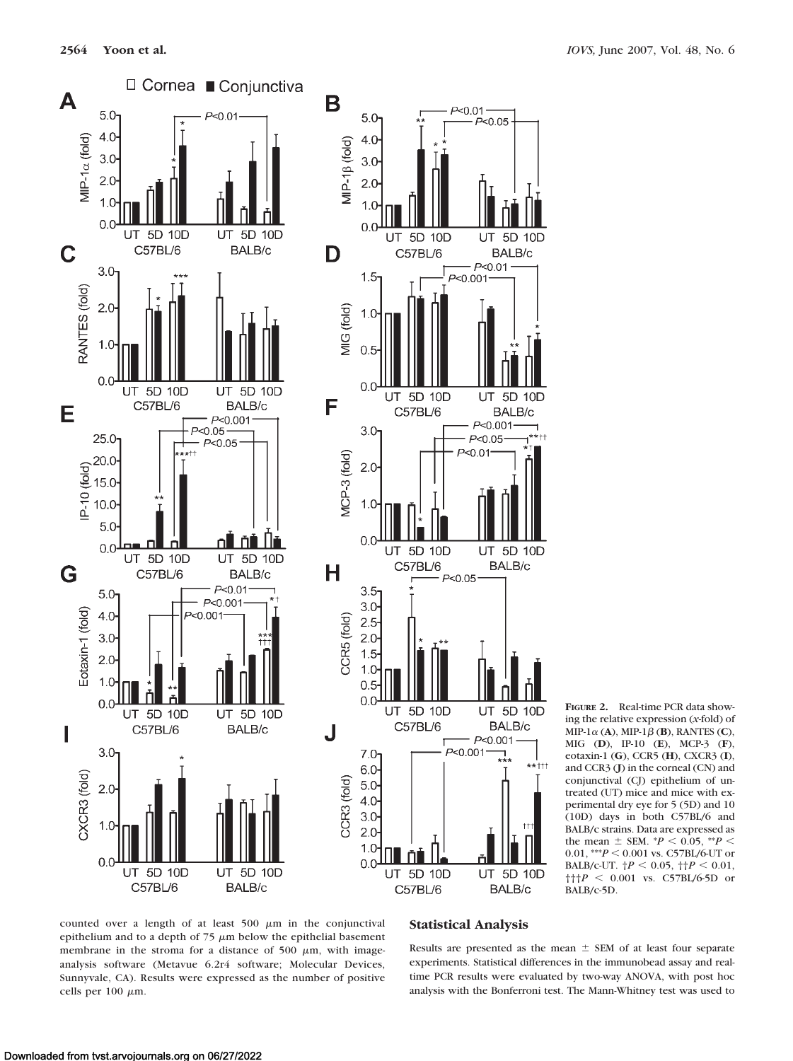☐ Cornea ■ Conjunctiva

A
MIP-1α (fold)
5.0
4.0
3.0
2.0
1.0
0.0
P<0.01
*
*
UT 5D 10D
C57BL/6
UT 5D 10D
BALB/c

B
MIP-1β (fold)
5.0
4.0
3.0
2.0
1.0
0.0
P<0.01
P<0.05
**
* *
UT 5D 10D
C57BL/6
UT 5D 10D
BALB/c

C
RANTES (fold)
3.0
2.0
1.0
0.0
*
***
UT 5D 10D
C57BL/6
UT 5D 10D
BALB/c

D
MIG (fold)
1.5
1.0
0.5
0.0
P<0.01
P<0.001
**
*
UT 5D 10D
C57BL/6
UT 5D 10D
BALB/c

E
IP-10 (fold)
25.0
20.0
15.0
10.0
5.0
0.0
P<0.001
P<0.05
P<0.05
***††
**
UT 5D 10D
C57BL/6
UT 5D 10D
BALB/c

F
MCP-3 (fold)
3.0
2.0
1.0
0.0
P<0.001
P<0.05
P<0.01
**††
*†
*
UT 5D 10D
C57BL/6
UT 5D 10D
BALB/c

G
Eotaxin-1 (fold)
5.0
4.0
3.0
2.0
1.0
0.0
P<0.01
P<0.001
P<0.001
*†
***
†††
*
**
UT 5D 10D
C57BL/6
UT 5D 10D
BALB/c

H
CCR5 (fold)
3.5
3.0
2.5
2.0
1.5
1.0
0.5
0.0
P<0.05
*
*
* **
UT 5D 10D
C57BL/6
UT 5D 10D
BALB/c

I
CXCR3 (fold)
3.0
2.0
1.0
0.0
*
UT 5D 10D
C57BL/6
UT 5D 10D
BALB/c

J
CCR3 (fold)
7.0
6.0
5.0
4.0
3.0
2.0
1.0
0.0
P<0.001
P<0.001
***
**†††
†††
UT 5D 10D
C57BL/6
UT 5D 10D
BALB/c

**FIGURE 2.** Real-time PCR data showing the relative expression (*x*-fold) of MIP-1α (**A**), MIP-1β (**B**), RANTES (**C**), MIG (**D**), IP-10 (**E**), MCP-3 (**F**), eotaxin-1 (**G**), CCR5 (**H**), CXCR3 (**I**), and CCR3 (**J**) in the corneal (CN) and conjunctival (CJ) epithelium of untreated (UT) mice and mice with experimental dry eye for 5 (5D) and 10 (10D) days in both C57BL/6 and BALB/c strains. Data are expressed as the mean ± SEM. \*$P < 0.05$, \*\*$P < 0.01$, \*\*\*$P < 0.001$ vs. C57BL/6-UT or BALB/c-UT. †$P < 0.05$, ††$P < 0.01$, †††$P < 0.001$ vs. C57BL/6-5D or BALB/c-5D.

counted over a length of at least 500 μm in the conjunctival epithelium and to a depth of 75 μm below the epithelial basement membrane in the stroma for a distance of 500 μm, with image-analysis software (Metavue 6.2r4 software; Molecular Devices, Sunnyvale, CA). Results were expressed as the number of positive cells per 100 μm.

## Statistical Analysis

Results are presented as the mean ± SEM of at least four separate experiments. Statistical differences in the immunobead assay and real-time PCR results were evaluated by two-way ANOVA, with post hoc analysis with the Bonferroni test. The Mann-Whitney test was used to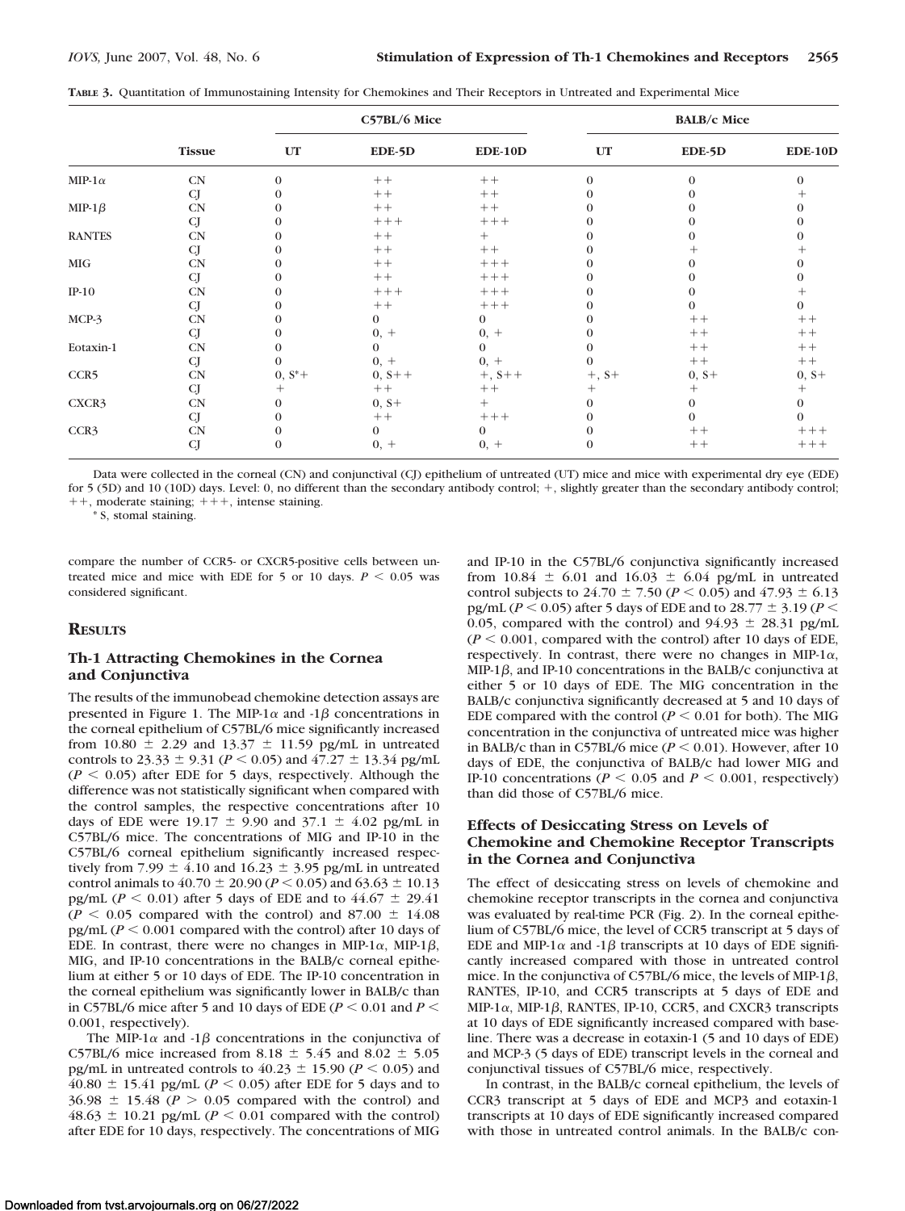**TABLE 3.** Quantitation of Immunostaining Intensity for Chemokines and Their Receptors in Untreated and Experimental Mice

| | | C57BL/6 Mice | | | BALB/c Mice | | |
|---|---|---|---|---|---|---|---|
| | Tissue | UT | EDE-5D | EDE-10D | UT | EDE-5D | EDE-10D |
| MIP-1α | CN | 0 | ++ | ++ | 0 | 0 | 0 |
| | CJ | 0 | ++ | ++ | 0 | 0 | + |
| MIP-1β | CN | 0 | ++ | ++ | 0 | 0 | 0 |
| | CJ | 0 | +++ | +++ | 0 | 0 | 0 |
| RANTES | CN | 0 | ++ | + | 0 | 0 | 0 |
| | CJ | 0 | ++ | ++ | 0 | + | + |
| MIG | CN | 0 | ++ | +++ | 0 | 0 | 0 |
| | CJ | 0 | ++ | +++ | 0 | 0 | 0 |
| IP-10 | CN | 0 | +++ | +++ | 0 | 0 | + |
| | CJ | 0 | ++ | +++ | 0 | 0 | 0 |
| MCP-3 | CN | 0 | 0 | 0 | 0 | ++ | ++ |
| | CJ | 0 | 0, + | 0, + | 0 | ++ | ++ |
| Eotaxin-1 | CN | 0 | 0 | 0 | 0 | ++ | ++ |
| | CJ | 0 | 0, + | 0, + | 0 | ++ | ++ |
| CCR5 | CN | 0, S*+ | 0, S++ | +, S++ | +, S+ | 0, S+ | 0, S+ |
| | CJ | + | ++ | ++ | + | + | + |
| CXCR3 | CN | 0 | 0, S+ | + | 0 | 0 | 0 |
| | CJ | 0 | ++ | +++ | 0 | 0 | 0 |
| CCR3 | CN | 0 | 0 | 0 | 0 | ++ | +++ |
| | CJ | 0 | 0, + | 0, + | 0 | ++ | +++ |

Data were collected in the corneal (CN) and conjunctival (CJ) epithelium of untreated (UT) mice and mice with experimental dry eye (EDE) for 5 (5D) and 10 (10D) days. Level: 0, no different than the secondary antibody control; +, slightly greater than the secondary antibody control; ++, moderate staining; +++, intense staining.

\* S, stomal staining.

compare the number of CCR5- or CXCR5-positive cells between untreated mice and mice with EDE for 5 or 10 days. $P < 0.05$ was considered significant.

## Results

### Th-1 Attracting Chemokines in the Cornea and Conjunctiva

The results of the immunobead chemokine detection assays are presented in Figure 1. The MIP-1α and -1β concentrations in the corneal epithelium of C57BL/6 mice significantly increased from 10.80 ± 2.29 and 13.37 ± 11.59 pg/mL in untreated controls to 23.33 ± 9.31 ($P < 0.05$) and 47.27 ± 13.34 pg/mL ($P < 0.05$) after EDE for 5 days, respectively. Although the difference was not statistically significant when compared with the control samples, the respective concentrations after 10 days of EDE were 19.17 ± 9.90 and 37.1 ± 4.02 pg/mL in C57BL/6 mice. The concentrations of MIG and IP-10 in the C57BL/6 corneal epithelium significantly increased respectively from 7.99 ± 4.10 and 16.23 ± 3.95 pg/mL in untreated control animals to 40.70 ± 20.90 ($P < 0.05$) and 63.63 ± 10.13 pg/mL ($P < 0.01$) after 5 days of EDE and to 44.67 ± 29.41 ($P < 0.05$ compared with the control) and 87.00 ± 14.08 pg/mL ($P < 0.001$ compared with the control) after 10 days of EDE. In contrast, there were no changes in MIP-1α, MIP-1β, MIG, and IP-10 concentrations in the BALB/c corneal epithelium at either 5 or 10 days of EDE. The IP-10 concentration in the corneal epithelium was significantly lower in BALB/c than in C57BL/6 mice after 5 and 10 days of EDE ($P < 0.01$ and $P < 0.001$, respectively).

The MIP-1α and -1β concentrations in the conjunctiva of C57BL/6 mice increased from 8.18 ± 5.45 and 8.02 ± 5.05 pg/mL in untreated controls to 40.23 ± 15.90 ($P < 0.05$) and 40.80 ± 15.41 pg/mL ($P < 0.05$) after EDE for 5 days and to 36.98 ± 15.48 ($P > 0.05$ compared with the control) and 48.63 ± 10.21 pg/mL ($P < 0.01$ compared with the control) after EDE for 10 days, respectively. The concentrations of MIG and IP-10 in the C57BL/6 conjunctiva significantly increased from 10.84 ± 6.01 and 16.03 ± 6.04 pg/mL in untreated control subjects to 24.70 ± 7.50 ($P < 0.05$) and 47.93 ± 6.13 pg/mL ($P < 0.05$) after 5 days of EDE and to 28.77 ± 3.19 ($P < 0.05$, compared with the control) and 94.93 ± 28.31 pg/mL ($P < 0.001$, compared with the control) after 10 days of EDE, respectively. In contrast, there were no changes in MIP-1α, MIP-1β, and IP-10 concentrations in the BALB/c conjunctiva at either 5 or 10 days of EDE. The MIG concentration in the BALB/c conjunctiva significantly decreased at 5 and 10 days of EDE compared with the control ($P < 0.01$ for both). The MIG concentration in the conjunctiva of untreated mice was higher in BALB/c than in C57BL/6 mice ($P < 0.01$). However, after 10 days of EDE, the conjunctiva of BALB/c had lower MIG and IP-10 concentrations ($P < 0.05$ and $P < 0.001$, respectively) than did those of C57BL/6 mice.

### Effects of Desiccating Stress on Levels of Chemokine and Chemokine Receptor Transcripts in the Cornea and Conjunctiva

The effect of desiccating stress on levels of chemokine and chemokine receptor transcripts in the cornea and conjunctiva was evaluated by real-time PCR (Fig. 2). In the corneal epithelium of C57BL/6 mice, the level of CCR5 transcript at 5 days of EDE and MIP-1α and -1β transcripts at 10 days of EDE significantly increased compared with those in untreated control mice. In the conjunctiva of C57BL/6 mice, the levels of MIP-1β, RANTES, IP-10, and CCR5 transcripts at 5 days of EDE and MIP-1α, MIP-1β, RANTES, IP-10, CCR5, and CXCR3 transcripts at 10 days of EDE significantly increased compared with baseline. There was a decrease in eotaxin-1 (5 and 10 days of EDE) and MCP-3 (5 days of EDE) transcript levels in the corneal and conjunctival tissues of C57BL/6 mice, respectively.

In contrast, in the BALB/c corneal epithelium, the levels of CCR3 transcript at 5 days of EDE and MCP3 and eotaxin-1 transcripts at 10 days of EDE significantly increased compared with those in untreated control animals. In the BALB/c con-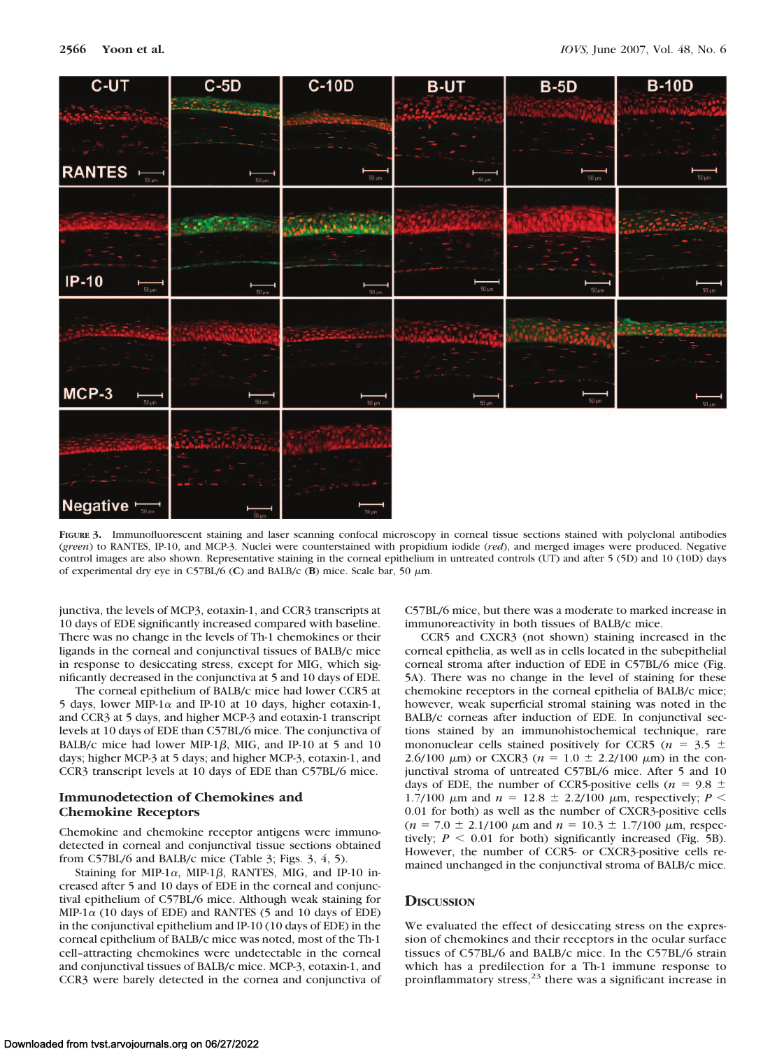**Figure 3.** Immunofluorescent staining and laser scanning confocal microscopy in corneal tissue sections stained with polyclonal antibodies (*green*) to RANTES, IP-10, and MCP-3. Nuclei were counterstained with propidium iodide (*red*), and merged images were produced. Negative control images are also shown. Representative staining in the corneal epithelium in untreated controls (UT) and after 5 (5D) and 10 (10D) days of experimental dry eye in C57BL/6 (**C**) and BALB/c (**B**) mice. Scale bar, 50 μm.

junctiva, the levels of MCP3, eotaxin-1, and CCR3 transcripts at 10 days of EDE significantly increased compared with baseline. There was no change in the levels of Th-1 chemokines or their ligands in the corneal and conjunctival tissues of BALB/c mice in response to desiccating stress, except for MIG, which significantly decreased in the conjunctiva at 5 and 10 days of EDE.

The corneal epithelium of BALB/c mice had lower CCR5 at 5 days, lower MIP-1α and IP-10 at 10 days, higher eotaxin-1, and CCR3 at 5 days, and higher MCP-3 and eotaxin-1 transcript levels at 10 days of EDE than C57BL/6 mice. The conjunctiva of BALB/c mice had lower MIP-1β, MIG, and IP-10 at 5 and 10 days; higher MCP-3 at 5 days; and higher MCP-3, eotaxin-1, and CCR3 transcript levels at 10 days of EDE than C57BL/6 mice.

### Immunodetection of Chemokines and Chemokine Receptors

Chemokine and chemokine receptor antigens were immunodetected in corneal and conjunctival tissue sections obtained from C57BL/6 and BALB/c mice (Table 3; Figs. 3, 4, 5).

Staining for MIP-1α, MIP-1β, RANTES, MIG, and IP-10 increased after 5 and 10 days of EDE in the corneal and conjunctival epithelium of C57BL/6 mice. Although weak staining for MIP-1α (10 days of EDE) and RANTES (5 and 10 days of EDE) in the conjunctival epithelium and IP-10 (10 days of EDE) in the corneal epithelium of BALB/c mice was noted, most of the Th-1 cell–attracting chemokines were undetectable in the corneal and conjunctival tissues of BALB/c mice. MCP-3, eotaxin-1, and CCR3 were barely detected in the cornea and conjunctiva of C57BL/6 mice, but there was a moderate to marked increase in immunoreactivity in both tissues of BALB/c mice.

CCR5 and CXCR3 (not shown) staining increased in the corneal epithelia, as well as in cells located in the subepithelial corneal stroma after induction of EDE in C57BL/6 mice (Fig. 5A). There was no change in the level of staining for these chemokine receptors in the corneal epithelia of BALB/c mice; however, weak superficial stromal staining was noted in the BALB/c corneas after induction of EDE. In conjunctival sections stained by an immunohistochemical technique, rare mononuclear cells stained positively for CCR5 ($n = 3.5 \pm 2.6$/100 μm) or CXCR3 ($n = 1.0 \pm 2.2$/100 μm) in the conjunctival stroma of untreated C57BL/6 mice. After 5 and 10 days of EDE, the number of CCR5-positive cells ($n = 9.8 \pm 1.7$/100 μm and $n = 12.8 \pm 2.2$/100 μm, respectively; $P < 0.01$ for both) as well as the number of CXCR3-positive cells ($n = 7.0 \pm 2.1$/100 μm and $n = 10.3 \pm 1.7$/100 μm, respectively; $P < 0.01$ for both) significantly increased (Fig. 5B). However, the number of CCR5- or CXCR3-positive cells remained unchanged in the conjunctival stroma of BALB/c mice.

## Discussion

We evaluated the effect of desiccating stress on the expression of chemokines and their receptors in the ocular surface tissues of C57BL/6 and BALB/c mice. In the C57BL/6 strain which has a predilection for a Th-1 immune response to proinflammatory stress,[23] there was a significant increase in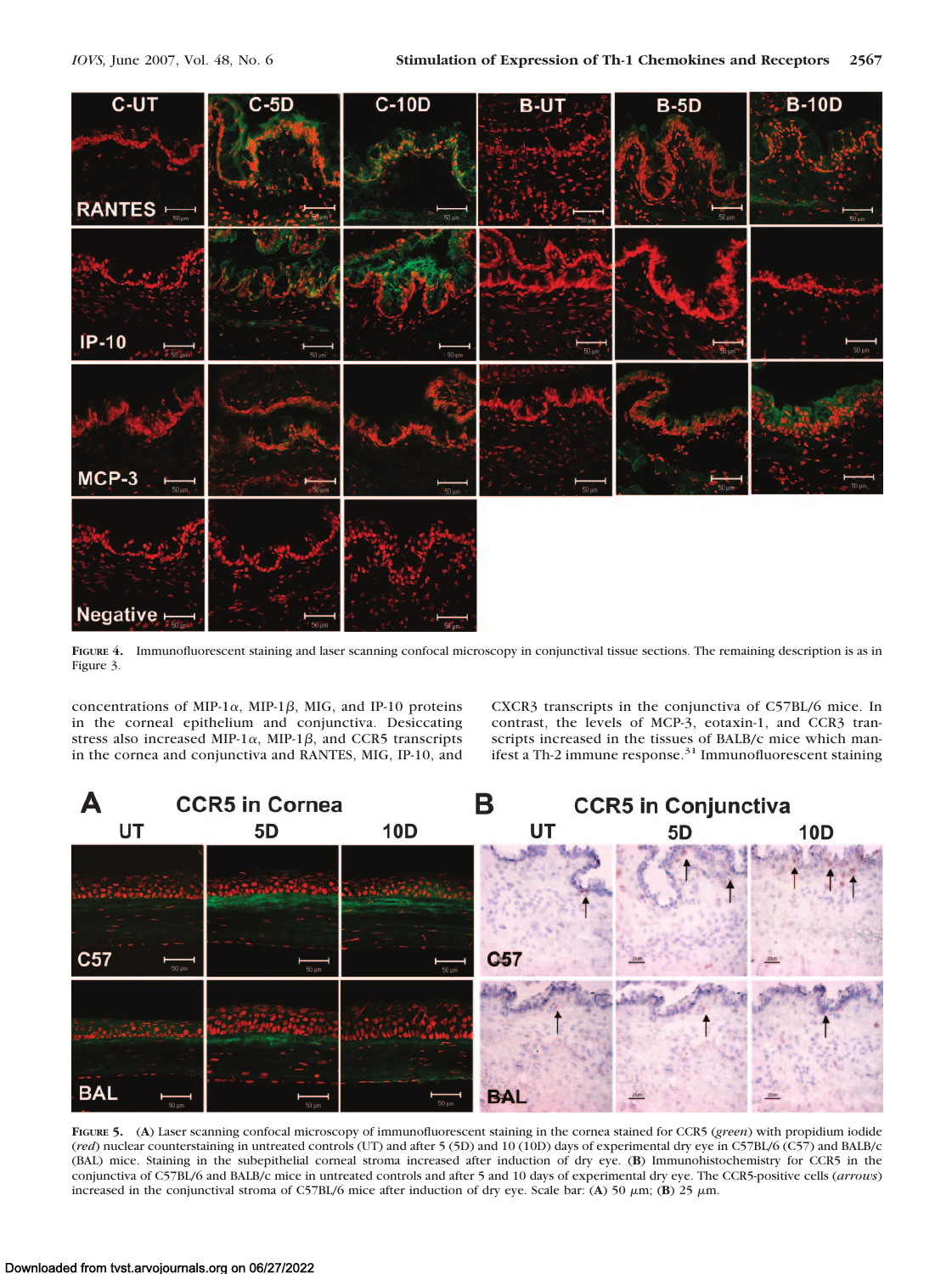**Figure 4.** Immunofluorescent staining and laser scanning confocal microscopy in conjunctival tissue sections. The remaining description is as in Figure 3.

concentrations of MIP-1α, MIP-1β, MIG, and IP-10 proteins in the corneal epithelium and conjunctiva. Desiccating stress also increased MIP-1α, MIP-1β, and CCR5 transcripts in the cornea and conjunctiva and RANTES, MIG, IP-10, and CXCR3 transcripts in the conjunctiva of C57BL/6 mice. In contrast, the levels of MCP-3, eotaxin-1, and CCR3 transcripts increased in the tissues of BALB/c mice which manifest a Th-2 immune response.[31] Immunofluorescent staining

**Figure 5.** (**A**) Laser scanning confocal microscopy of immunofluorescent staining in the cornea stained for CCR5 (*green*) with propidium iodide (*red*) nuclear counterstaining in untreated controls (UT) and after 5 (5D) and 10 (10D) days of experimental dry eye in C57BL/6 (C57) and BALB/c (BAL) mice. Staining in the subepithelial corneal stroma increased after induction of dry eye. (**B**) Immunohistochemistry for CCR5 in the conjunctiva of C57BL/6 and BALB/c mice in untreated controls and after 5 and 10 days of experimental dry eye. The CCR5-positive cells (*arrows*) increased in the conjunctival stroma of C57BL/6 mice after induction of dry eye. Scale bar: (**A**) 50 μm; (**B**) 25 μm.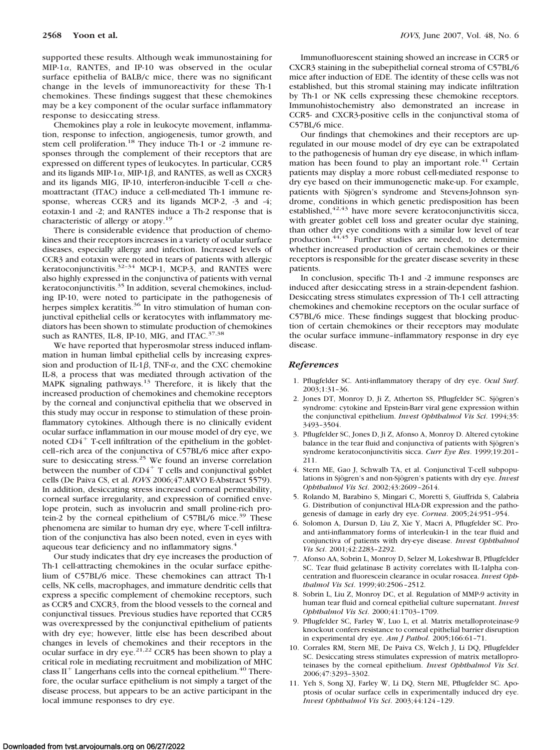supported these results. Although weak immunostaining for MIP-1α, RANTES, and IP-10 was observed in the ocular surface epithelia of BALB/c mice, there was no significant change in the levels of immunoreactivity for these Th-1 chemokines. These findings suggest that these chemokines may be a key component of the ocular surface inflammatory response to desiccating stress.

Chemokines play a role in leukocyte movement, inflammation, response to infection, angiogenesis, tumor growth, and stem cell proliferation.[18] They induce Th-1 or -2 immune responses through the complement of their receptors that are expressed on different types of leukocytes. In particular, CCR5 and its ligands MIP-1α, MIP-1β, and RANTES, as well as CXCR3 and its ligands MIG, IP-10, interferon-inducible T-cell α chemoattractant (ITAC) induce a cell-mediated Th-1 immune response, whereas CCR3 and its ligands MCP-2, -3 and -4; eotaxin-1 and -2; and RANTES induce a Th-2 response that is characteristic of allergy or atopy.[19]

There is considerable evidence that production of chemokines and their receptors increases in a variety of ocular surface diseases, especially allergy and infection. Increased levels of CCR3 and eotaxin were noted in tears of patients with allergic keratoconjunctivitis.[32-34] MCP-1, MCP-3, and RANTES were also highly expressed in the conjunctiva of patients with vernal keratoconjunctivitis.[35] In addition, several chemokines, including IP-10, were noted to participate in the pathogenesis of herpes simplex keratitis.[36] In vitro stimulation of human conjunctival epithelial cells or keratocytes with inflammatory mediators has been shown to stimulate production of chemokines such as RANTES, IL-8, IP-10, MIG, and ITAC.[37,38]

We have reported that hyperosmolar stress induced inflammation in human limbal epithelial cells by increasing expression and production of IL-1β, TNF-α, and the CXC chemokine IL-8, a process that was mediated through activation of the MAPK signaling pathways.[13] Therefore, it is likely that the increased production of chemokines and chemokine receptors by the corneal and conjunctival epithelia that we observed in this study may occur in response to stimulation of these proinflammatory cytokines. Although there is no clinically evident ocular surface inflammation in our mouse model of dry eye, we noted $CD4^+$ T-cell infiltration of the epithelium in the goblet-cell–rich area of the conjunctiva of C57BL/6 mice after exposure to desiccating stress.[25] We found an inverse correlation between the number of $CD4^+$ T cells and conjunctival goblet cells (De Paiva CS, et al. *IOVS* 2006;47:ARVO E-Abstract 5579). In addition, desiccating stress increased corneal permeability, corneal surface irregularity, and expression of cornified envelope protein, such as involucrin and small proline-rich protein-2 by the corneal epithelium of C57BL/6 mice.[39] These phenomena are similar to human dry eye, where T-cell infiltration of the conjunctiva has also been noted, even in eyes with aqueous tear deficiency and no inflammatory signs.[4]

Our study indicates that dry eye increases the production of Th-1 cell-attracting chemokines in the ocular surface epithelium of C57BL/6 mice. These chemokines can attract Th-1 cells, NK cells, macrophages, and immature dendritic cells that express a specific complement of chemokine receptors, such as CCR5 and CXCR3, from the blood vessels to the corneal and conjunctival tissues. Previous studies have reported that CCR5 was overexpressed by the conjunctival epithelium of patients with dry eye; however, little else has been described about changes in levels of chemokines and their receptors in the ocular surface in dry eye.[21,22] CCR5 has been shown to play a critical role in mediating recruitment and mobilization of MHC class $II^+$ Langerhans cells into the corneal epithelium.[40] Therefore, the ocular surface epithelium is not simply a target of the disease process, but appears to be an active participant in the local immune responses to dry eye.

Immunofluorescent staining showed an increase in CCR5 or CXCR3 staining in the subepithelial corneal stroma of C57BL/6 mice after induction of EDE. The identity of these cells was not established, but this stromal staining may indicate infiltration by Th-1 or NK cells expressing these chemokine receptors. Immunohistochemistry also demonstrated an increase in CCR5- and CXCR3-positive cells in the conjunctival stoma of C57BL/6 mice.

Our findings that chemokines and their receptors are upregulated in our mouse model of dry eye can be extrapolated to the pathogenesis of human dry eye disease, in which inflammation has been found to play an important role.[41] Certain patients may display a more robust cell-mediated response to dry eye based on their immunogenetic make-up. For example, patients with Sjögren's syndrome and Stevens-Johnson syndrome, conditions in which genetic predisposition has been established,[42,43] have more severe keratoconjunctivitis sicca, with greater goblet cell loss and greater ocular dye staining, than other dry eye conditions with a similar low level of tear production.[44,45] Further studies are needed, to determine whether increased production of certain chemokines or their receptors is responsible for the greater disease severity in these patients.

In conclusion, specific Th-1 and -2 immune responses are induced after desiccating stress in a strain-dependent fashion. Desiccating stress stimulates expression of Th-1 cell attracting chemokines and chemokine receptors on the ocular surface of C57BL/6 mice. These findings suggest that blocking production of certain chemokines or their receptors may modulate the ocular surface immune–inflammatory response in dry eye disease.

## References

1. Pflugfelder SC. Anti-inflammatory therapy of dry eye. *Ocul Surf*. 2003;1:31–36.
2. Jones DT, Monroy D, Ji Z, Atherton SS, Pflugfelder SC. Sjögren's syndrome: cytokine and Epstein-Barr viral gene expression within the conjunctival epithelium. *Invest Ophthalmol Vis Sci*. 1994;35:3493–3504.
3. Pflugfelder SC, Jones D, Ji Z, Afonso A, Monroy D. Altered cytokine balance in the tear fluid and conjunctiva of patients with Sjögren's syndrome keratoconjunctivitis sicca. *Curr Eye Res*. 1999;19:201–211.
4. Stern ME, Gao J, Schwalb TA, et al. Conjunctival T-cell subpopulations in Sjögren's and non-Sjögren's patients with dry eye. *Invest Ophthalmol Vis Sci*. 2002;43:2609–2614.
5. Rolando M, Barabino S, Mingari C, Moretti S, Giuffrida S, Calabria G. Distribution of conjunctival HLA-DR expression and the pathogenesis of damage in early dry eye. *Cornea*. 2005;24:951–954.
6. Solomon A, Dursun D, Liu Z, Xie Y, Macri A, Pflugfelder SC. Pro- and anti-inflammatory forms of interleukin-1 in the tear fluid and conjunctiva of patients with dry-eye disease. *Invest Ophthalmol Vis Sci*. 2001;42:2283–2292.
7. Afonso AA, Sobrin L, Monroy D, Selzer M, Lokeshwar B, Pflugfelder SC. Tear fluid gelatinase B activity correlates with IL-1alpha concentration and fluorescein clearance in ocular rosacea. *Invest Ophthalmol Vis Sci*. 1999;40:2506–2512.
8. Sobrin L, Liu Z, Monroy DC, et al. Regulation of MMP-9 activity in human tear fluid and corneal epithelial culture supernatant. *Invest Ophthalmol Vis Sci*. 2000;41:1703–1709.
9. Pflugfelder SC, Farley W, Luo L, et al. Matrix metalloproteinase-9 knockout confers resistance to corneal epithelial barrier disruption in experimental dry eye. *Am J Pathol*. 2005;166:61–71.
10. Corrales RM, Stern ME, De Paiva CS, Welch J, Li DQ, Pflugfelder SC. Desiccating stress stimulates expression of matrix metalloproteinases by the corneal epithelium. *Invest Ophthalmol Vis Sci*. 2006;47:3293–3302.
11. Yeh S, Song XJ, Farley W, Li DQ, Stern ME, Pflugfelder SC. Apoptosis of ocular surface cells in experimentally induced dry eye. *Invest Ophthalmol Vis Sci*. 2003;44:124–129.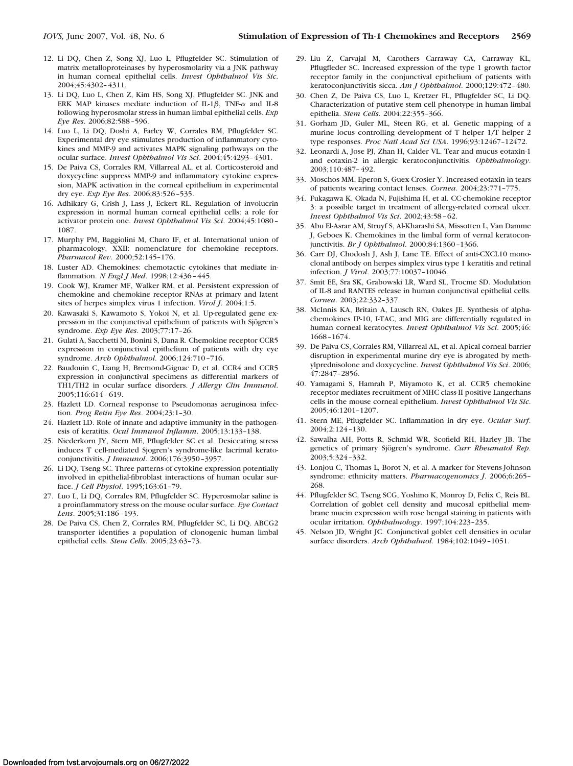12. Li DQ, Chen Z, Song XJ, Luo L, Pflugfelder SC. Stimulation of matrix metalloproteinases by hyperosmolarity via a JNK pathway in human corneal epithelial cells. *Invest Ophthalmol Vis Sic*. 2004;45:4302–4311.
13. Li DQ, Luo L, Chen Z, Kim HS, Song XJ, Pflugfelder SC. JNK and ERK MAP kinases mediate induction of IL-1β, TNF-α and IL-8 following hyperosmolar stress in human limbal epithelial cells. *Exp Eye Res*. 2006;82:588–596.
14. Luo L, Li DQ, Doshi A, Farley W, Corrales RM, Pflugfelder SC. Experimental dry eye stimulates production of inflammatory cytokines and MMP-9 and activates MAPK signaling pathways on the ocular surface. *Invest Ophthalmol Vis Sci*. 2004;45:4293–4301.
15. De Paiva CS, Corrales RM, Villarreal AL, et al. Corticosteroid and doxycycline suppress MMP-9 and inflammatory cytokine expression, MAPK activation in the corneal epithelium in experimental dry eye. *Exp Eye Res*. 2006;83:526–535.
16. Adhikary G, Crish J, Lass J, Eckert RL. Regulation of involucrin expression in normal human corneal epithelial cells: a role for activator protein one. *Invest Ophthalmol Vis Sci*. 2004;45:1080–1087.
17. Murphy PM, Baggiolini M, Charo IF, et al. International union of pharmacology, XXII: nomenclature for chemokine receptors. *Pharmacol Rev*. 2000;52:145–176.
18. Luster AD. Chemokines: chemotactic cytokines that mediate inflammation. *N Engl J Med*. 1998;12:436–445.
19. Cook WJ, Kramer MF, Walker RM, et al. Persistent expression of chemokine and chemokine receptor RNAs at primary and latent sites of herpes simplex virus 1 infection. *Virol J*. 2004;1:5.
20. Kawasaki S, Kawamoto S, Yokoi N, et al. Up-regulated gene expression in the conjunctival epithelium of patients with Sjögren's syndrome. *Exp Eye Res*. 2003;77:17–26.
21. Gulati A, Sacchetti M, Bonini S, Dana R. Chemokine receptor CCR5 expression in conjunctival epithelium of patients with dry eye syndrome. *Arch Ophthalmol*. 2006;124:710–716.
22. Baudouin C, Liang H, Bremond-Gignac D, et al. CCR4 and CCR5 expression in conjunctival specimens as differential markers of TH1/TH2 in ocular surface disorders. *J Allergy Clin Immunol*. 2005;116:614–619.
23. Hazlett LD. Corneal response to Pseudomonas aeruginosa infection. *Prog Retin Eye Res*. 2004;23:1–30.
24. Hazlett LD. Role of innate and adaptive immunity in the pathogenesis of keratitis. *Ocul Immunol Inflamm*. 2005;13:133–138.
25. Niederkorn JY, Stern ME, Pflugfelder SC et al. Desiccating stress induces T cell-mediated Sjogren's syndrome-like lacrimal keratoconjunctivitis. *J Immunol*. 2006;176:3950–3957.
26. Li DQ, Tseng SC. Three patterns of cytokine expression potentially involved in epithelial-fibroblast interactions of human ocular surface. *J Cell Physiol*. 1995;163:61–79.
27. Luo L, Li DQ, Corrales RM, Pflugfelder SC. Hyperosmolar saline is a proinflammatory stress on the mouse ocular surface. *Eye Contact Lens*. 2005;31:186–193.
28. De Paiva CS, Chen Z, Corrales RM, Pflugfelder SC, Li DQ. ABCG2 transporter identifies a population of clonogenic human limbal epithelial cells. *Stem Cells*. 2005;23:63–73.
29. Liu Z, Carvajal M, Carothers Carraway CA, Carraway KL, Pflugfleder SC. Increased expression of the type 1 growth factor receptor family in the conjunctival epithelium of patients with keratoconjunctivitis sicca. *Am J Ophthalmol*. 2000;129:472–480.
30. Chen Z, De Paiva CS, Luo L, Kretzer FL, Pflugfelder SC, Li DQ. Characterization of putative stem cell phenotype in human limbal epithelia. *Stem Cells*. 2004;22:355–366.
31. Gorham JD, Guler ML, Steen RG, et al. Genetic mapping of a murine locus controlling development of T helper 1/T helper 2 type responses. *Proc Natl Acad Sci USA*. 1996;93:12467–12472.
32. Leonardi A, Jose PJ, Zhan H, Calder VL. Tear and mucus eotaxin-1 and eotaxin-2 in allergic keratoconjunctivitis. *Ophthalmology*. 2003;110:487–492.
33. Moschos MM, Eperon S, Guex-Crosier Y. Increased eotaxin in tears of patients wearing contact lenses. *Cornea*. 2004;23:771–775.
34. Fukagawa K, Okada N, Fujishima H, et al. CC-chemokine receptor 3: a possible target in treatment of allergy-related corneal ulcer. *Invest Ophthalmol Vis Sci*. 2002;43:58–62.
35. Abu El-Asrar AM, Struyf S, Al-Kharashi SA, Missotten L, Van Damme J, Geboes K. Chemokines in the limbal form of vernal keratoconjunctivitis. *Br J Ophthalmol*. 2000;84:1360–1366.
36. Carr DJ, Chodosh J, Ash J, Lane TE. Effect of anti-CXCL10 monoclonal antibody on herpes simplex virus type 1 keratitis and retinal infection. *J Virol*. 2003;77:10037–10046.
37. Smit EE, Sra SK, Grabowski LR, Ward SL, Trocme SD. Modulation of IL-8 and RANTES release in human conjunctival epithelial cells. *Cornea*. 2003;22:332–337.
38. McInnis KA, Britain A, Lausch RN, Oakes JE. Synthesis of alpha-chemokines IP-10, I-TAC, and MIG are differentially regulated in human corneal keratocytes. *Invest Ophthalmol Vis Sci*. 2005;46:1668–1674.
39. De Paiva CS, Corrales RM, Villarreal AL, et al. Apical corneal barrier disruption in experimental murine dry eye is abrogated by methylprednisolone and doxycycline. *Invest Ophthalmol Vis Sci*. 2006;47:2847–2856.
40. Yamagami S, Hamrah P, Miyamoto K, et al. CCR5 chemokine receptor mediates recruitment of MHC class-II positive Langerhans cells in the mouse corneal epithelium. *Invest Ophthalmol Vis Sic*. 2005;46:1201–1207.
41. Stern ME, Pflugfelder SC. Inflammation in dry eye. *Ocular Surf*. 2004;2:124–130.
42. Sawalha AH, Potts R, Schmid WR, Scofield RH, Harley JB. The genetics of primary Sjögren's syndrome. *Curr Rheumatol Rep*. 2003;5:324–332.
43. Lonjou C, Thomas L, Borot N, et al. A marker for Stevens-Johnson syndrome: ethnicity matters. *Pharmacogenomics J*. 2006;6:265–268.
44. Pflugfelder SC, Tseng SCG, Yoshino K, Monroy D, Felix C, Reis BL. Correlation of goblet cell density and mucosal epithelial membrane mucin expression with rose bengal staining in patients with ocular irritation. *Ophthalmology*. 1997;104:223–235.
45. Nelson JD, Wright JC. Conjunctival goblet cell densities in ocular surface disorders. *Arch Ophthalmol*. 1984;102:1049–1051.